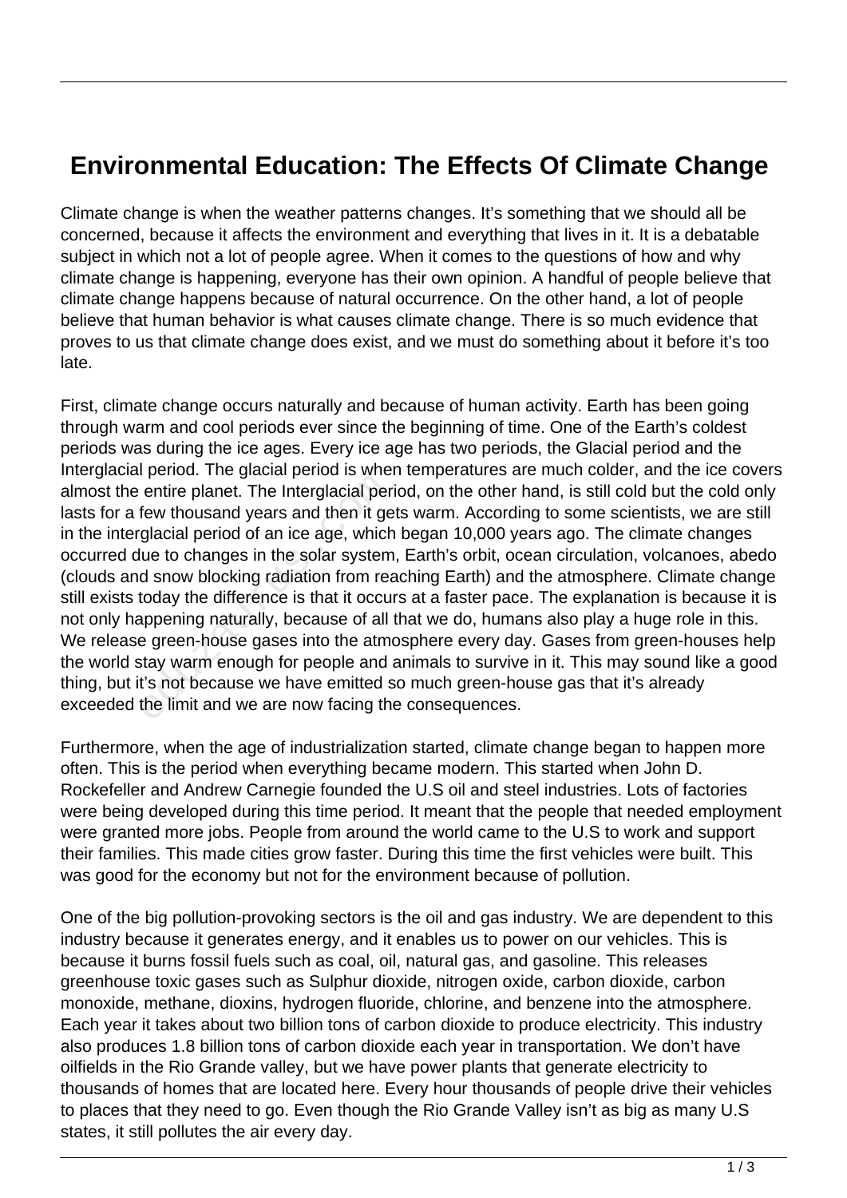# Environmental Education: The Effects Of Climate Change

Climate change is when the weather patterns changes. It's something that we should all be concerned, because it affects the environment and everything that lives in it. It is a debatable subject in which not a lot of people agree. When it comes to the questions of how and why climate change is happening, everyone has their own opinion. A handful of people believe that climate change happens because of natural occurrence. On the other hand, a lot of people believe that human behavior is what causes climate change. There is so much evidence that proves to us that climate change does exist, and we must do something about it before it's too late.

First, climate change occurs naturally and because of human activity. Earth has been going through warm and cool periods ever since the beginning of time. One of the Earth's coldest periods was during the ice ages. Every ice age has two periods, the Glacial period and the Interglacial period. The glacial period is when temperatures are much colder, and the ice covers almost the entire planet. The Interglacial period, on the other hand, is still cold but the cold only lasts for a few thousand years and then it gets warm. According to some scientists, we are still in the interglacial period of an ice age, which began 10,000 years ago. The climate changes occurred due to changes in the solar system, Earth's orbit, ocean circulation, volcanoes, abedo (clouds and snow blocking radiation from reaching Earth) and the atmosphere. Climate change still exists today the difference is that it occurs at a faster pace. The explanation is because it is not only happening naturally, because of all that we do, humans also play a huge role in this. We release green-house gases into the atmosphere every day. Gases from green-houses help the world stay warm enough for people and animals to survive in it. This may sound like a good thing, but it's not because we have emitted so much green-house gas that it's already exceeded the limit and we are now facing the consequences.

Furthermore, when the age of industrialization started, climate change began to happen more often. This is the period when everything became modern. This started when John D. Rockefeller and Andrew Carnegie founded the U.S oil and steel industries. Lots of factories were being developed during this time period. It meant that the people that needed employment were granted more jobs. People from around the world came to the U.S to work and support their families. This made cities grow faster. During this time the first vehicles were built. This was good for the economy but not for the environment because of pollution.

One of the big pollution-provoking sectors is the oil and gas industry. We are dependent to this industry because it generates energy, and it enables us to power on our vehicles. This is because it burns fossil fuels such as coal, oil, natural gas, and gasoline. This releases greenhouse toxic gases such as Sulphur dioxide, nitrogen oxide, carbon dioxide, carbon monoxide, methane, dioxins, hydrogen fluoride, chlorine, and benzene into the atmosphere. Each year it takes about two billion tons of carbon dioxide to produce electricity. This industry also produces 1.8 billion tons of carbon dioxide each year in transportation. We don't have oilfields in the Rio Grande valley, but we have power plants that generate electricity to thousands of homes that are located here. Every hour thousands of people drive their vehicles to places that they need to go. Even though the Rio Grande Valley isn't as big as many U.S states, it still pollutes the air every day.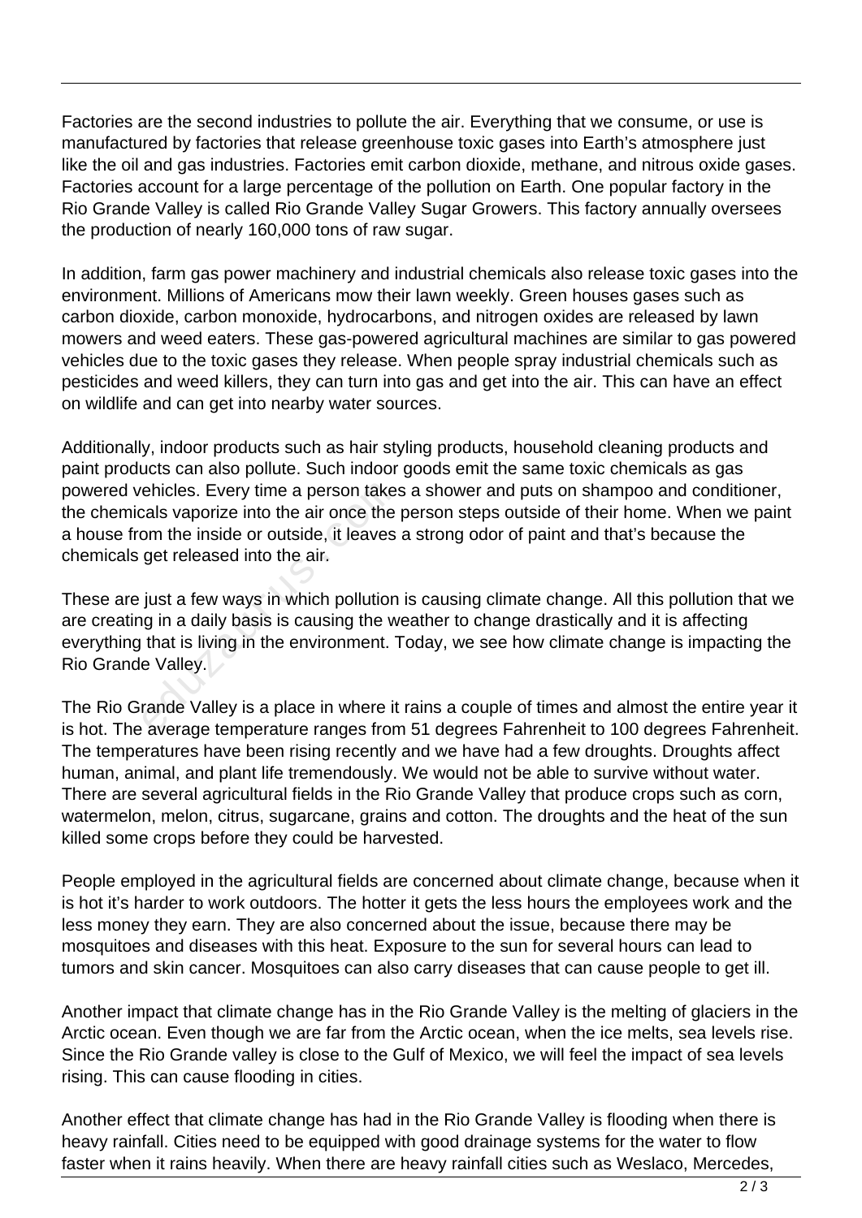Factories are the second industries to pollute the air. Everything that we consume, or use is manufactured by factories that release greenhouse toxic gases into Earth's atmosphere just like the oil and gas industries. Factories emit carbon dioxide, methane, and nitrous oxide gases. Factories account for a large percentage of the pollution on Earth. One popular factory in the Rio Grande Valley is called Rio Grande Valley Sugar Growers. This factory annually oversees the production of nearly 160,000 tons of raw sugar.

In addition, farm gas power machinery and industrial chemicals also release toxic gases into the environment. Millions of Americans mow their lawn weekly. Green houses gases such as carbon dioxide, carbon monoxide, hydrocarbons, and nitrogen oxides are released by lawn mowers and weed eaters. These gas-powered agricultural machines are similar to gas powered vehicles due to the toxic gases they release. When people spray industrial chemicals such as pesticides and weed killers, they can turn into gas and get into the air. This can have an effect on wildlife and can get into nearby water sources.

Additionally, indoor products such as hair styling products, household cleaning products and paint products can also pollute. Such indoor goods emit the same toxic chemicals as gas powered vehicles. Every time a person takes a shower and puts on shampoo and conditioner, the chemicals vaporize into the air once the person steps outside of their home. When we paint a house from the inside or outside, it leaves a strong odor of paint and that's because the chemicals get released into the air.

These are just a few ways in which pollution is causing climate change. All this pollution that we are creating in a daily basis is causing the weather to change drastically and it is affecting everything that is living in the environment. Today, we see how climate change is impacting the Rio Grande Valley.

The Rio Grande Valley is a place in where it rains a couple of times and almost the entire year it is hot. The average temperature ranges from 51 degrees Fahrenheit to 100 degrees Fahrenheit. The temperatures have been rising recently and we have had a few droughts. Droughts affect human, animal, and plant life tremendously. We would not be able to survive without water. There are several agricultural fields in the Rio Grande Valley that produce crops such as corn, watermelon, melon, citrus, sugarcane, grains and cotton. The droughts and the heat of the sun killed some crops before they could be harvested.

People employed in the agricultural fields are concerned about climate change, because when it is hot it's harder to work outdoors. The hotter it gets the less hours the employees work and the less money they earn. They are also concerned about the issue, because there may be mosquitoes and diseases with this heat. Exposure to the sun for several hours can lead to tumors and skin cancer. Mosquitoes can also carry diseases that can cause people to get ill.

Another impact that climate change has in the Rio Grande Valley is the melting of glaciers in the Arctic ocean. Even though we are far from the Arctic ocean, when the ice melts, sea levels rise. Since the Rio Grande valley is close to the Gulf of Mexico, we will feel the impact of sea levels rising. This can cause flooding in cities.

Another effect that climate change has had in the Rio Grande Valley is flooding when there is heavy rainfall. Cities need to be equipped with good drainage systems for the water to flow faster when it rains heavily. When there are heavy rainfall cities such as Weslaco, Mercedes,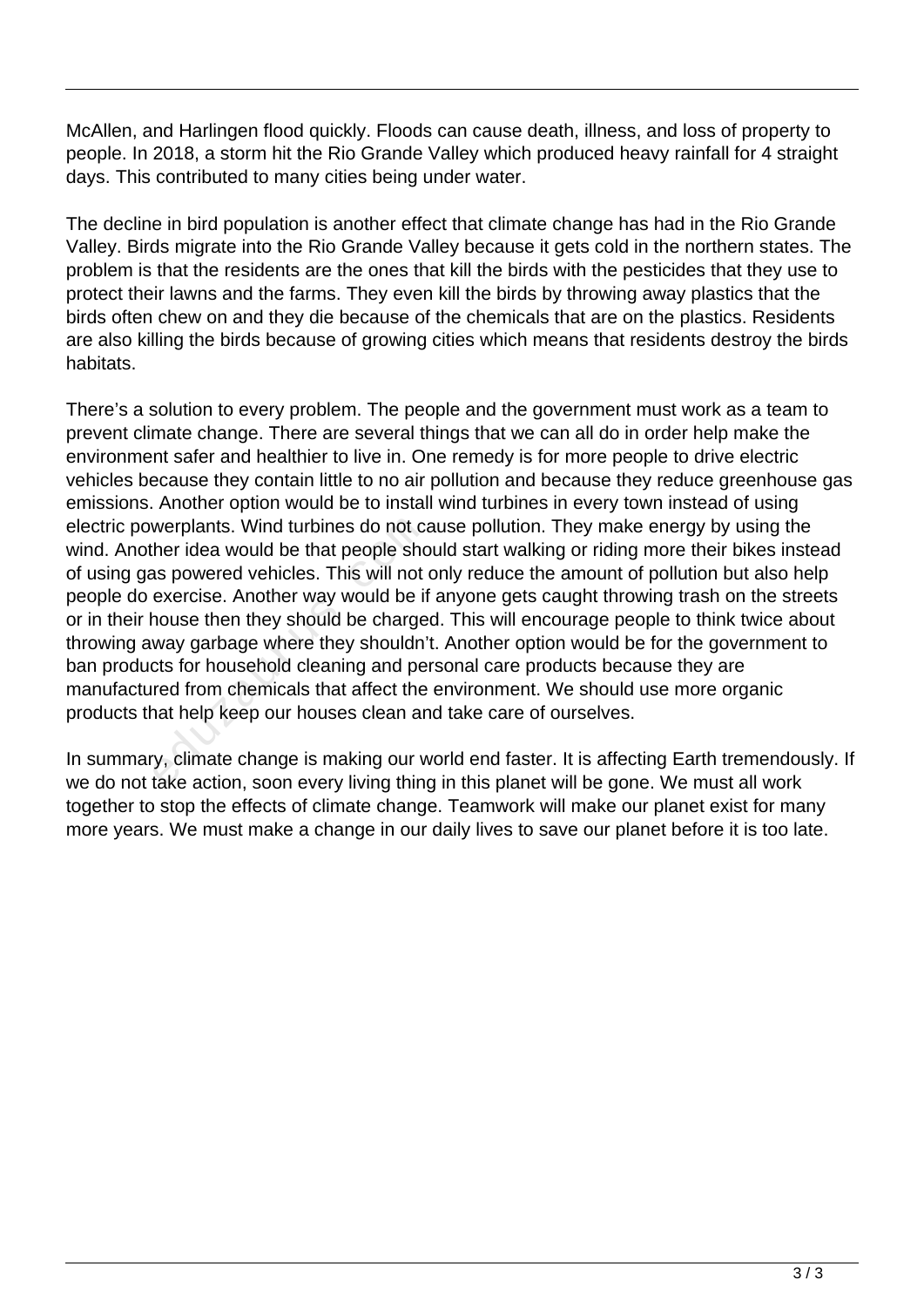McAllen, and Harlingen flood quickly. Floods can cause death, illness, and loss of property to people. In 2018, a storm hit the Rio Grande Valley which produced heavy rainfall for 4 straight days. This contributed to many cities being under water.

The decline in bird population is another effect that climate change has had in the Rio Grande Valley. Birds migrate into the Rio Grande Valley because it gets cold in the northern states. The problem is that the residents are the ones that kill the birds with the pesticides that they use to protect their lawns and the farms. They even kill the birds by throwing away plastics that the birds often chew on and they die because of the chemicals that are on the plastics. Residents are also killing the birds because of growing cities which means that residents destroy the birds habitats.

There's a solution to every problem. The people and the government must work as a team to prevent climate change. There are several things that we can all do in order help make the environment safer and healthier to live in. One remedy is for more people to drive electric vehicles because they contain little to no air pollution and because they reduce greenhouse gas emissions. Another option would be to install wind turbines in every town instead of using electric powerplants. Wind turbines do not cause pollution. They make energy by using the wind. Another idea would be that people should start walking or riding more their bikes instead of using gas powered vehicles. This will not only reduce the amount of pollution but also help people do exercise. Another way would be if anyone gets caught throwing trash on the streets or in their house then they should be charged. This will encourage people to think twice about throwing away garbage where they shouldn't. Another option would be for the government to ban products for household cleaning and personal care products because they are manufactured from chemicals that affect the environment. We should use more organic products that help keep our houses clean and take care of ourselves.

In summary, climate change is making our world end faster. It is affecting Earth tremendously. If we do not take action, soon every living thing in this planet will be gone. We must all work together to stop the effects of climate change. Teamwork will make our planet exist for many more years. We must make a change in our daily lives to save our planet before it is too late.